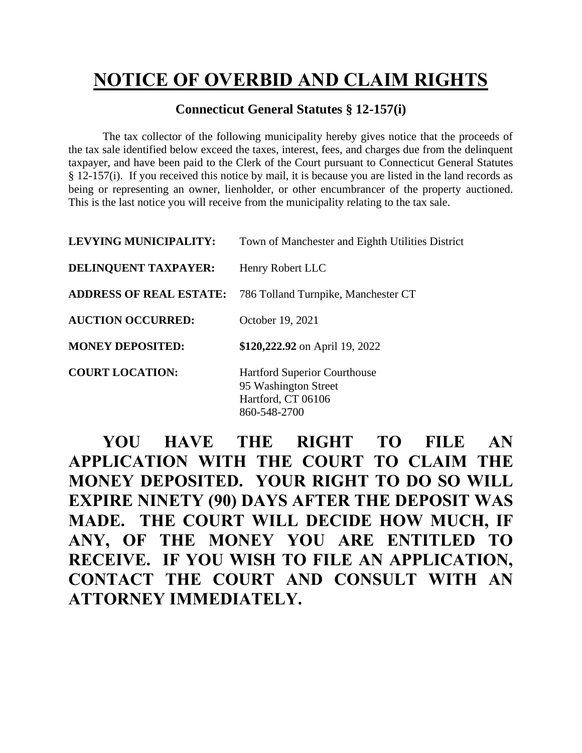# NOTICE OF OVERBID AND CLAIM RIGHTS

**Connecticut General Statutes § 12-157(i)**

The tax collector of the following municipality hereby gives notice that the proceeds of the tax sale identified below exceed the taxes, interest, fees, and charges due from the delinquent taxpayer, and have been paid to the Clerk of the Court pursuant to Connecticut General Statutes § 12-157(i). If you received this notice by mail, it is because you are listed in the land records as being or representing an owner, lienholder, or other encumbrancer of the property auctioned. This is the last notice you will receive from the municipality relating to the tax sale.

**LEVYING MUNICIPALITY:** Town of Manchester and Eighth Utilities District

**DELINQUENT TAXPAYER:** Henry Robert LLC

**ADDRESS OF REAL ESTATE:** 786 Tolland Turnpike, Manchester CT

**AUCTION OCCURRED:** October 19, 2021

**MONEY DEPOSITED:** **$120,222.92** on April 19, 2022

**COURT LOCATION:** Hartford Superior Courthouse
95 Washington Street
Hartford, CT 06106
860-548-2700

**YOU HAVE THE RIGHT TO FILE AN APPLICATION WITH THE COURT TO CLAIM THE MONEY DEPOSITED. YOUR RIGHT TO DO SO WILL EXPIRE NINETY (90) DAYS AFTER THE DEPOSIT WAS MADE. THE COURT WILL DECIDE HOW MUCH, IF ANY, OF THE MONEY YOU ARE ENTITLED TO RECEIVE. IF YOU WISH TO FILE AN APPLICATION, CONTACT THE COURT AND CONSULT WITH AN ATTORNEY IMMEDIATELY.**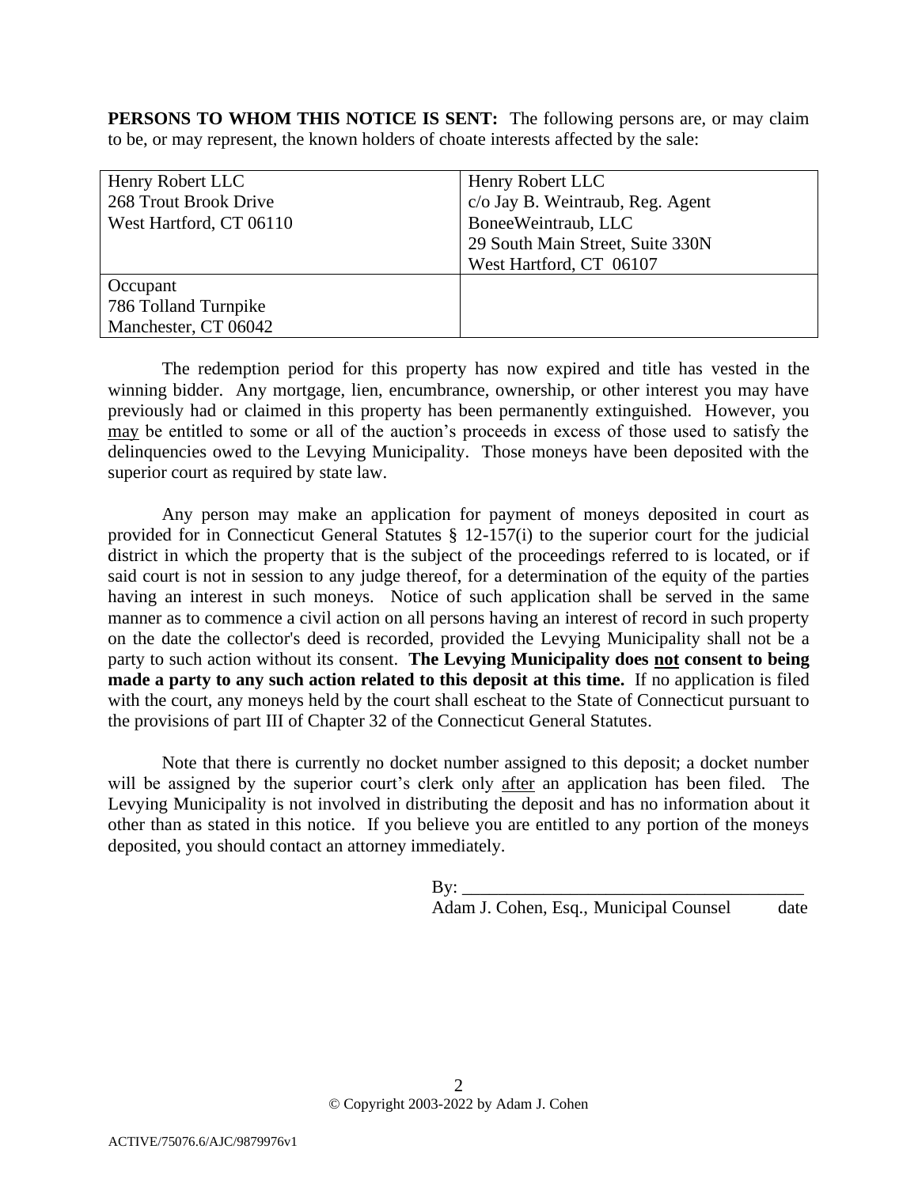**PERSONS TO WHOM THIS NOTICE IS SENT:** The following persons are, or may claim to be, or may represent, the known holders of choate interests affected by the sale:

| | |
|---|---|
| Henry Robert LLC<br>268 Trout Brook Drive<br>West Hartford, CT 06110 | Henry Robert LLC<br>c/o Jay B. Weintraub, Reg. Agent<br>BoneeWeintraub, LLC<br>29 South Main Street, Suite 330N<br>West Hartford, CT 06107 |
| Occupant<br>786 Tolland Turnpike<br>Manchester, CT 06042 | |

The redemption period for this property has now expired and title has vested in the winning bidder. Any mortgage, lien, encumbrance, ownership, or other interest you may have previously had or claimed in this property has been permanently extinguished. However, you <u>may</u> be entitled to some or all of the auction's proceeds in excess of those used to satisfy the delinquencies owed to the Levying Municipality. Those moneys have been deposited with the superior court as required by state law.

Any person may make an application for payment of moneys deposited in court as provided for in Connecticut General Statutes § 12-157(i) to the superior court for the judicial district in which the property that is the subject of the proceedings referred to is located, or if said court is not in session to any judge thereof, for a determination of the equity of the parties having an interest in such moneys. Notice of such application shall be served in the same manner as to commence a civil action on all persons having an interest of record in such property on the date the collector's deed is recorded, provided the Levying Municipality shall not be a party to such action without its consent. **The Levying Municipality does <u>not</u> consent to being made a party to any such action related to this deposit at this time.** If no application is filed with the court, any moneys held by the court shall escheat to the State of Connecticut pursuant to the provisions of part III of Chapter 32 of the Connecticut General Statutes.

Note that there is currently no docket number assigned to this deposit; a docket number will be assigned by the superior court's clerk only <u>after</u> an application has been filed. The Levying Municipality is not involved in distributing the deposit and has no information about it other than as stated in this notice. If you believe you are entitled to any portion of the moneys deposited, you should contact an attorney immediately.

By: ______________________________________
Adam J. Cohen, Esq., Municipal Counsel date

© Copyright 2003-2022 by Adam J. Cohen

ACTIVE/75076.6/AJC/9879976v1